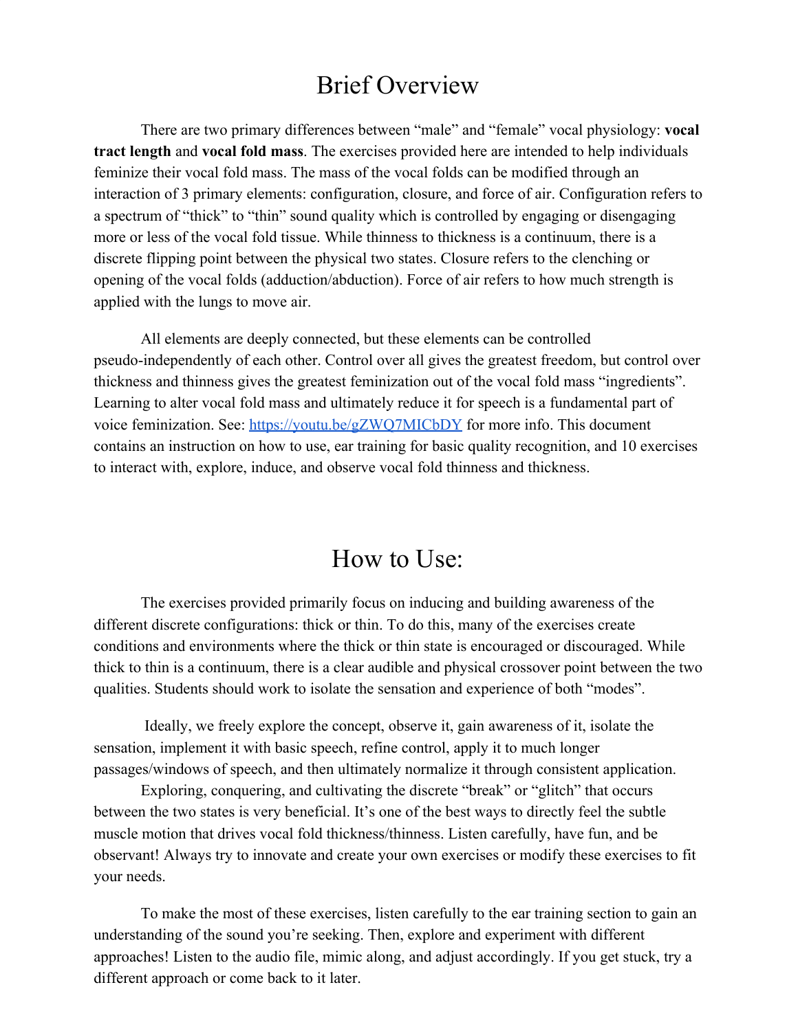# Brief Overview

There are two primary differences between "male" and "female" vocal physiology: **vocal tract length** and **vocal fold mass**. The exercises provided here are intended to help individuals feminize their vocal fold mass. The mass of the vocal folds can be modified through an interaction of 3 primary elements: configuration, closure, and force of air. Configuration refers to a spectrum of "thick" to "thin" sound quality which is controlled by engaging or disengaging more or less of the vocal fold tissue. While thinness to thickness is a continuum, there is a discrete flipping point between the physical two states. Closure refers to the clenching or opening of the vocal folds (adduction/abduction). Force of air refers to how much strength is applied with the lungs to move air.

All elements are deeply connected, but these elements can be controlled pseudo-independently of each other. Control over all gives the greatest freedom, but control over thickness and thinness gives the greatest feminization out of the vocal fold mass "ingredients". Learning to alter vocal fold mass and ultimately reduce it for speech is a fundamental part of voice feminization. See: [https://youtu.be/gZWQ7MICbDY](https://youtu.be/gZWQ7MICbDY) for more info. This document contains an instruction on how to use, ear training for basic quality recognition, and 10 exercises to interact with, explore, induce, and observe vocal fold thinness and thickness.

# How to Use:

The exercises provided primarily focus on inducing and building awareness of the different discrete configurations: thick or thin. To do this, many of the exercises create conditions and environments where the thick or thin state is encouraged or discouraged. While thick to thin is a continuum, there is a clear audible and physical crossover point between the two qualities. Students should work to isolate the sensation and experience of both "modes".

Ideally, we freely explore the concept, observe it, gain awareness of it, isolate the sensation, implement it with basic speech, refine control, apply it to much longer passages/windows of speech, and then ultimately normalize it through consistent application.

Exploring, conquering, and cultivating the discrete "break" or "glitch" that occurs between the two states is very beneficial. It's one of the best ways to directly feel the subtle muscle motion that drives vocal fold thickness/thinness. Listen carefully, have fun, and be observant! Always try to innovate and create your own exercises or modify these exercises to fit your needs.

To make the most of these exercises, listen carefully to the ear training section to gain an understanding of the sound you're seeking. Then, explore and experiment with different approaches! Listen to the audio file, mimic along, and adjust accordingly. If you get stuck, try a different approach or come back to it later.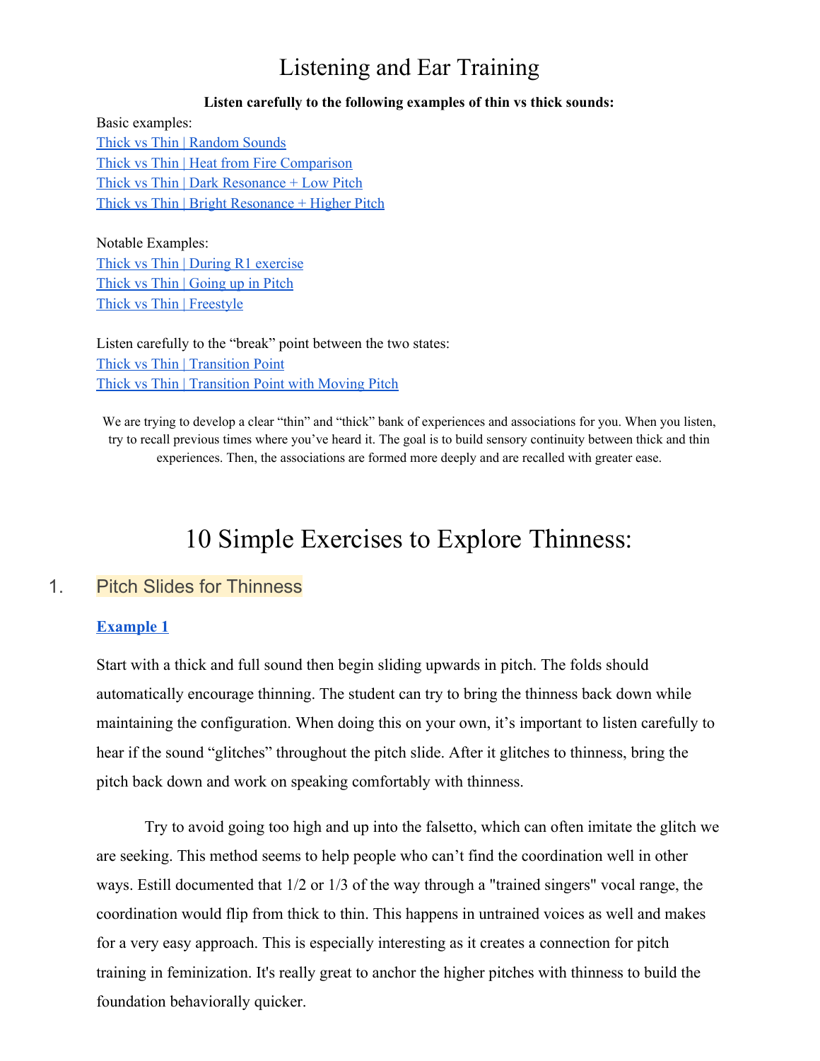# Listening and Ear Training

**Listen carefully to the following examples of thin vs thick sounds:**

Basic examples:
Thick vs Thin | Random Sounds
Thick vs Thin | Heat from Fire Comparison
Thick vs Thin | Dark Resonance + Low Pitch
Thick vs Thin | Bright Resonance + Higher Pitch

Notable Examples:
Thick vs Thin | During R1 exercise
Thick vs Thin | Going up in Pitch
Thick vs Thin | Freestyle

Listen carefully to the "break" point between the two states:
Thick vs Thin | Transition Point
Thick vs Thin | Transition Point with Moving Pitch

We are trying to develop a clear "thin" and "thick" bank of experiences and associations for you. When you listen, try to recall previous times where you've heard it. The goal is to build sensory continuity between thick and thin experiences. Then, the associations are formed more deeply and are recalled with greater ease.

# 10 Simple Exercises to Explore Thinness:

## 1. Pitch Slides for Thinness

**Example 1**

Start with a thick and full sound then begin sliding upwards in pitch. The folds should automatically encourage thinning. The student can try to bring the thinness back down while maintaining the configuration. When doing this on your own, it's important to listen carefully to hear if the sound "glitches" throughout the pitch slide. After it glitches to thinness, bring the pitch back down and work on speaking comfortably with thinness.

Try to avoid going too high and up into the falsetto, which can often imitate the glitch we are seeking. This method seems to help people who can't find the coordination well in other ways. Estill documented that 1/2 or 1/3 of the way through a "trained singers" vocal range, the coordination would flip from thick to thin. This happens in untrained voices as well and makes for a very easy approach. This is especially interesting as it creates a connection for pitch training in feminization. It's really great to anchor the higher pitches with thinness to build the foundation behaviorally quicker.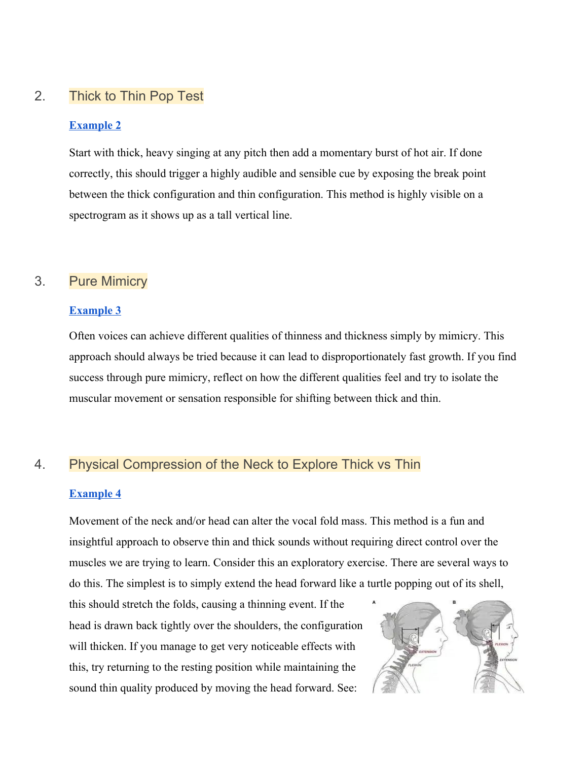## 2. Thick to Thin Pop Test

**Example 2**

Start with thick, heavy singing at any pitch then add a momentary burst of hot air. If done correctly, this should trigger a highly audible and sensible cue by exposing the break point between the thick configuration and thin configuration. This method is highly visible on a spectrogram as it shows up as a tall vertical line.

## 3. Pure Mimicry

**Example 3**

Often voices can achieve different qualities of thinness and thickness simply by mimicry. This approach should always be tried because it can lead to disproportionately fast growth. If you find success through pure mimicry, reflect on how the different qualities feel and try to isolate the muscular movement or sensation responsible for shifting between thick and thin.

## 4. Physical Compression of the Neck to Explore Thick vs Thin

**Example 4**

Movement of the neck and/or head can alter the vocal fold mass. This method is a fun and insightful approach to observe thin and thick sounds without requiring direct control over the muscles we are trying to learn. Consider this an exploratory exercise. There are several ways to do this. The simplest is to simply extend the head forward like a turtle popping out of its shell, this should stretch the folds, causing a thinning event. If the head is drawn back tightly over the shoulders, the configuration will thicken. If you manage to get very noticeable effects with this, try returning to the resting position while maintaining the sound thin quality produced by moving the head forward. See: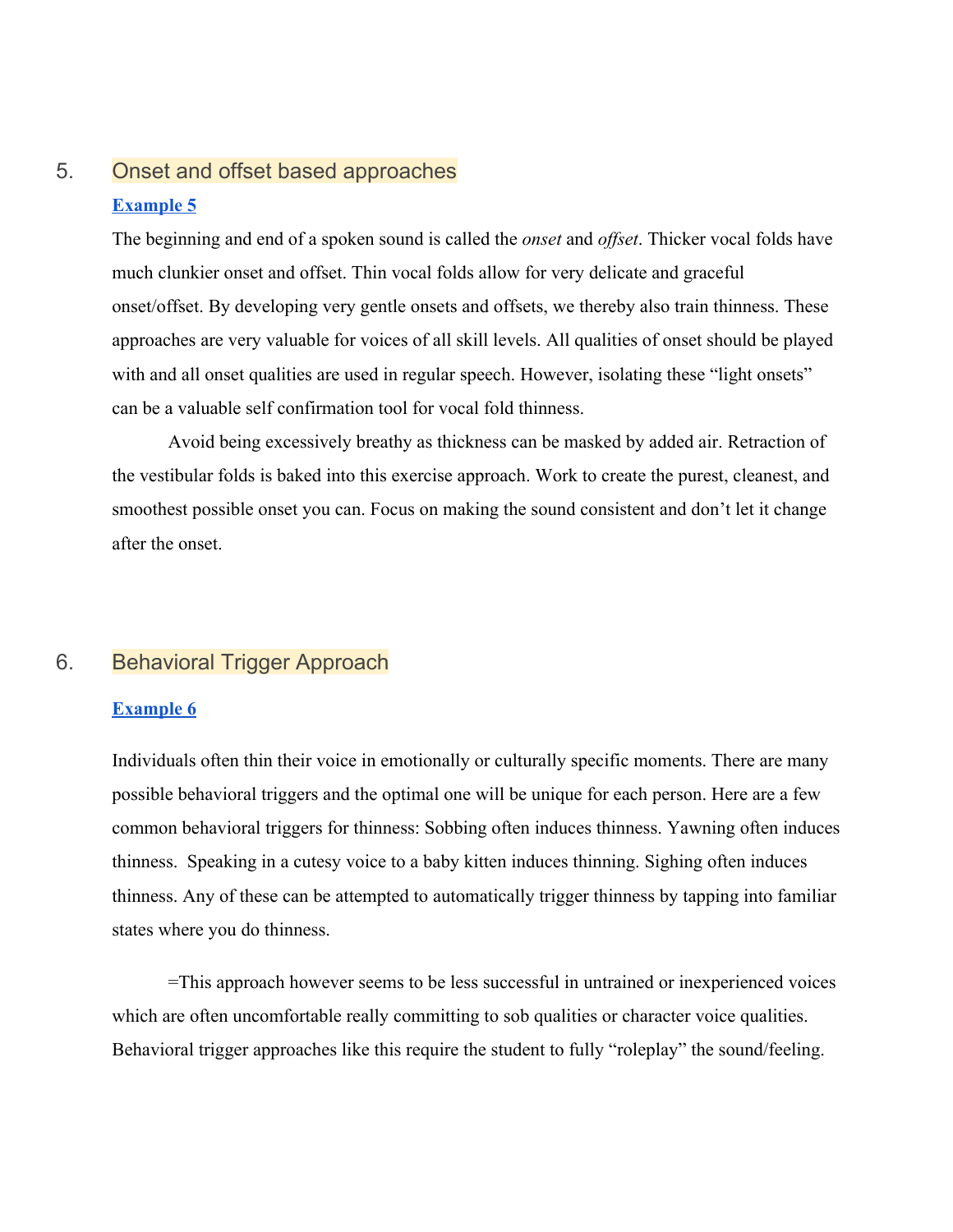## 5. Onset and offset based approaches

**Example 5**

The beginning and end of a spoken sound is called the *onset* and *offset*. Thicker vocal folds have much clunkier onset and offset. Thin vocal folds allow for very delicate and graceful onset/offset. By developing very gentle onsets and offsets, we thereby also train thinness. These approaches are very valuable for voices of all skill levels. All qualities of onset should be played with and all onset qualities are used in regular speech. However, isolating these "light onsets" can be a valuable self confirmation tool for vocal fold thinness.

Avoid being excessively breathy as thickness can be masked by added air. Retraction of the vestibular folds is baked into this exercise approach. Work to create the purest, cleanest, and smoothest possible onset you can. Focus on making the sound consistent and don't let it change after the onset.

## 6. Behavioral Trigger Approach

**Example 6**

Individuals often thin their voice in emotionally or culturally specific moments. There are many possible behavioral triggers and the optimal one will be unique for each person. Here are a few common behavioral triggers for thinness: Sobbing often induces thinness. Yawning often induces thinness. Speaking in a cutesy voice to a baby kitten induces thinning. Sighing often induces thinness. Any of these can be attempted to automatically trigger thinness by tapping into familiar states where you do thinness.

=This approach however seems to be less successful in untrained or inexperienced voices which are often uncomfortable really committing to sob qualities or character voice qualities. Behavioral trigger approaches like this require the student to fully "roleplay" the sound/feeling.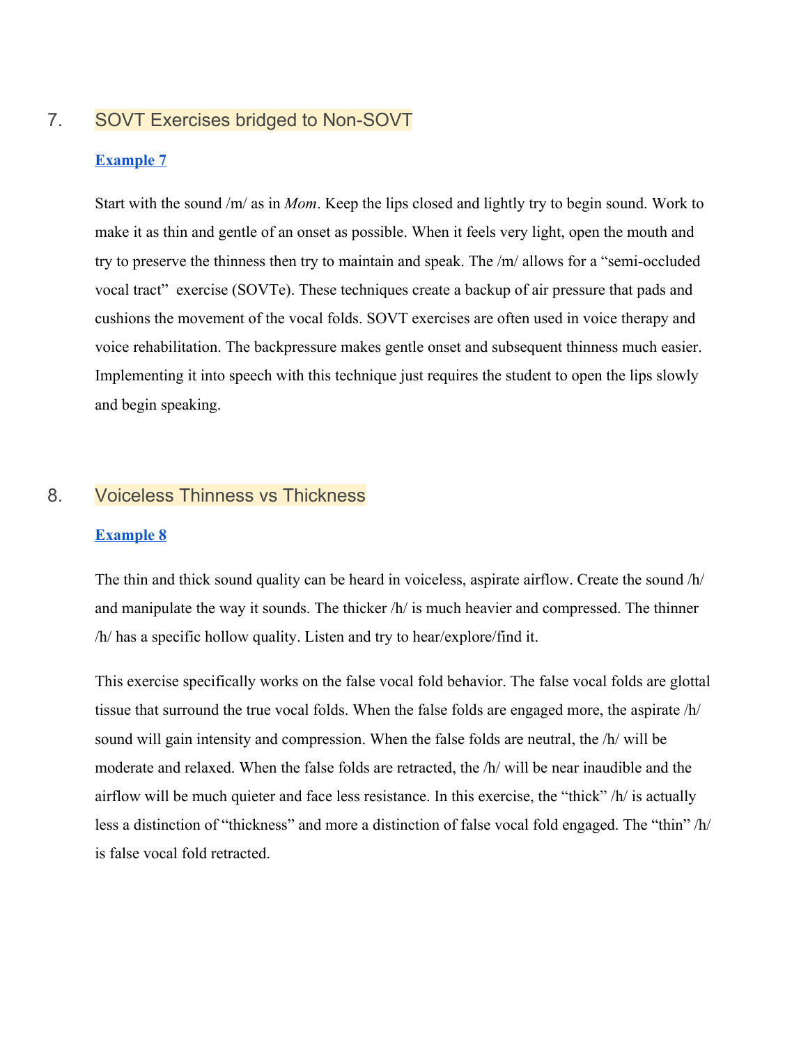## 7. SOVT Exercises bridged to Non-SOVT

**Example 7**

Start with the sound /m/ as in *Mom*. Keep the lips closed and lightly try to begin sound. Work to make it as thin and gentle of an onset as possible. When it feels very light, open the mouth and try to preserve the thinness then try to maintain and speak. The /m/ allows for a "semi-occluded vocal tract" exercise (SOVTe). These techniques create a backup of air pressure that pads and cushions the movement of the vocal folds. SOVT exercises are often used in voice therapy and voice rehabilitation. The backpressure makes gentle onset and subsequent thinness much easier. Implementing it into speech with this technique just requires the student to open the lips slowly and begin speaking.

## 8. Voiceless Thinness vs Thickness

**Example 8**

The thin and thick sound quality can be heard in voiceless, aspirate airflow. Create the sound /h/ and manipulate the way it sounds. The thicker /h/ is much heavier and compressed. The thinner /h/ has a specific hollow quality. Listen and try to hear/explore/find it.

This exercise specifically works on the false vocal fold behavior. The false vocal folds are glottal tissue that surround the true vocal folds. When the false folds are engaged more, the aspirate /h/ sound will gain intensity and compression. When the false folds are neutral, the /h/ will be moderate and relaxed. When the false folds are retracted, the /h/ will be near inaudible and the airflow will be much quieter and face less resistance. In this exercise, the "thick" /h/ is actually less a distinction of "thickness" and more a distinction of false vocal fold engaged. The "thin" /h/ is false vocal fold retracted.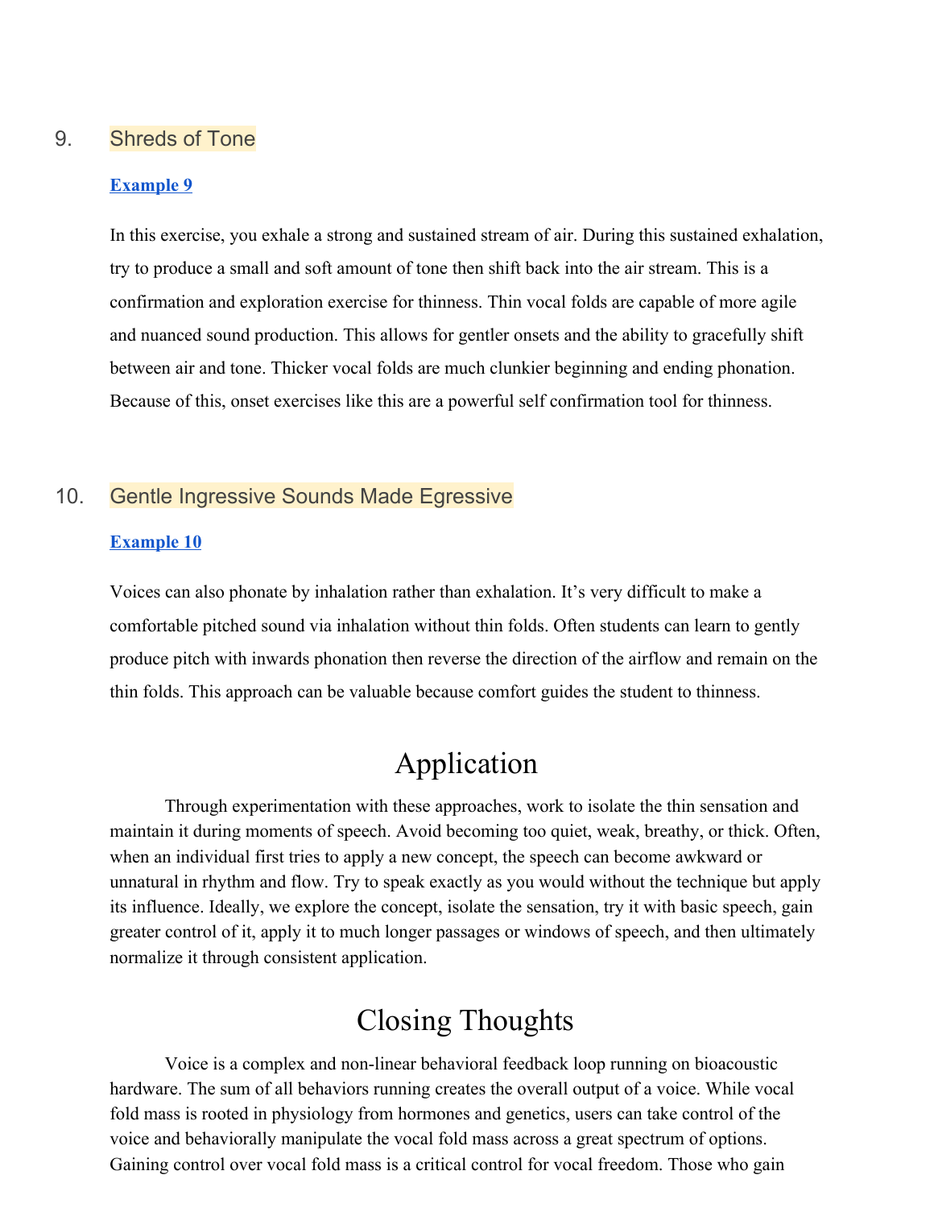### 9. Shreds of Tone

**Example 9**

In this exercise, you exhale a strong and sustained stream of air. During this sustained exhalation, try to produce a small and soft amount of tone then shift back into the air stream. This is a confirmation and exploration exercise for thinness. Thin vocal folds are capable of more agile and nuanced sound production. This allows for gentler onsets and the ability to gracefully shift between air and tone. Thicker vocal folds are much clunkier beginning and ending phonation. Because of this, onset exercises like this are a powerful self confirmation tool for thinness.

### 10. Gentle Ingressive Sounds Made Egressive

**Example 10**

Voices can also phonate by inhalation rather than exhalation. It's very difficult to make a comfortable pitched sound via inhalation without thin folds. Often students can learn to gently produce pitch with inwards phonation then reverse the direction of the airflow and remain on the thin folds. This approach can be valuable because comfort guides the student to thinness.

# Application

Through experimentation with these approaches, work to isolate the thin sensation and maintain it during moments of speech. Avoid becoming too quiet, weak, breathy, or thick. Often, when an individual first tries to apply a new concept, the speech can become awkward or unnatural in rhythm and flow. Try to speak exactly as you would without the technique but apply its influence. Ideally, we explore the concept, isolate the sensation, try it with basic speech, gain greater control of it, apply it to much longer passages or windows of speech, and then ultimately normalize it through consistent application.

# Closing Thoughts

Voice is a complex and non-linear behavioral feedback loop running on bioacoustic hardware. The sum of all behaviors running creates the overall output of a voice. While vocal fold mass is rooted in physiology from hormones and genetics, users can take control of the voice and behaviorally manipulate the vocal fold mass across a great spectrum of options. Gaining control over vocal fold mass is a critical control for vocal freedom. Those who gain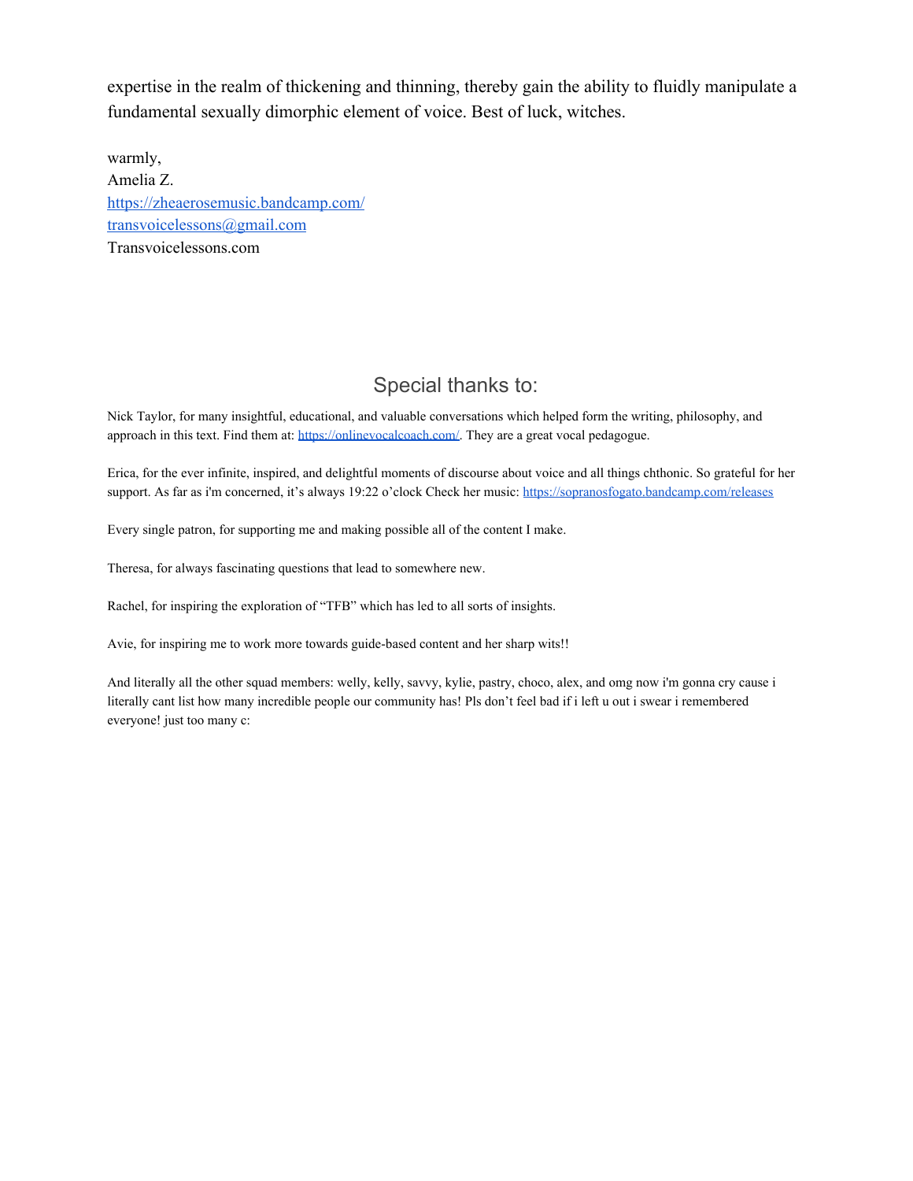expertise in the realm of thickening and thinning, thereby gain the ability to fluidly manipulate a fundamental sexually dimorphic element of voice. Best of luck, witches.

warmly,
Amelia Z.
https://zheaerosemusic.bandcamp.com/
transvoicelessons@gmail.com
Transvoicelessons.com

## Special thanks to:

Nick Taylor, for many insightful, educational, and valuable conversations which helped form the writing, philosophy, and approach in this text. Find them at: https://onlinevocalcoach.com/. They are a great vocal pedagogue.

Erica, for the ever infinite, inspired, and delightful moments of discourse about voice and all things chthonic. So grateful for her support. As far as i'm concerned, it's always 19:22 o'clock Check her music: https://sopranosfogato.bandcamp.com/releases

Every single patron, for supporting me and making possible all of the content I make.

Theresa, for always fascinating questions that lead to somewhere new.

Rachel, for inspiring the exploration of "TFB" which has led to all sorts of insights.

Avie, for inspiring me to work more towards guide-based content and her sharp wits!!

And literally all the other squad members: welly, kelly, savvy, kylie, pastry, choco, alex, and omg now i'm gonna cry cause i literally cant list how many incredible people our community has! Pls don't feel bad if i left u out i swear i remembered everyone! just too many c: